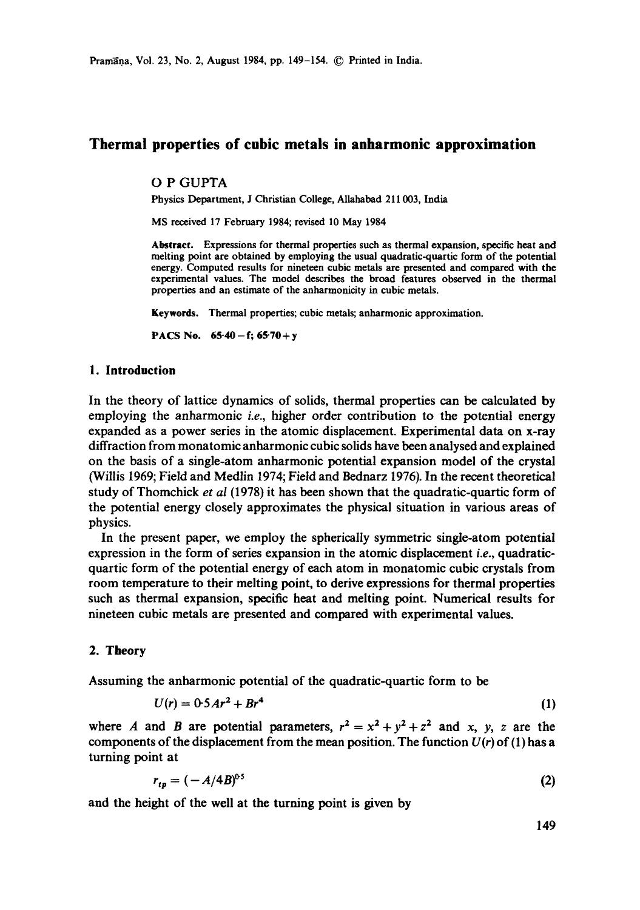# Thermal properties of cubic metals in anharmonic approximation

O P GUPTA

Physics Department, J Christian College, Allahabad 211 003, India

MS received 17 February 1984; revised 10 May 1984

**Abstract.** Expressions for thermal properties such as thermal expansion, specific heat and melting point are obtained by employing the usual quadratic-quartic form of the potential energy. Computed results for nineteen cubic metals are presented and compared with the experimental values. The model describes the broad features observed in the thermal properties and an estimate of the anharmonicity in cubic metals.

**Keywords.** Thermal properties; cubic metals; anharmonic approximation.

**PACS No.** 65·40 – f; 65·70 + y

## 1. Introduction

In the theory of lattice dynamics of solids, thermal properties can be calculated by employing the anharmonic *i.e.*, higher order contribution to the potential energy expanded as a power series in the atomic displacement. Experimental data on x-ray diffraction from monatomic anharmonic cubic solids have been analysed and explained on the basis of a single-atom anharmonic potential expansion model of the crystal (Willis 1969; Field and Medlin 1974; Field and Bednarz 1976). In the recent theoretical study of Thomchick *et al* (1978) it has been shown that the quadratic-quartic form of the potential energy closely approximates the physical situation in various areas of physics.

In the present paper, we employ the spherically symmetric single-atom potential expression in the form of series expansion in the atomic displacement *i.e.*, quadratic-quartic form of the potential energy of each atom in monatomic cubic crystals from room temperature to their melting point, to derive expressions for thermal properties such as thermal expansion, specific heat and melting point. Numerical results for nineteen cubic metals are presented and compared with experimental values.

## 2. Theory

Assuming the anharmonic potential of the quadratic-quartic form to be

$$U(r) = 0{\cdot}5Ar^2 + Br^4 \tag{1}$$

where $A$ and $B$ are potential parameters, $r^2 = x^2 + y^2 + z^2$ and $x$, $y$, $z$ are the components of the displacement from the mean position. The function $U(r)$ of (1) has a turning point at

$$r_{tp} = (-A/4B)^{0{\cdot}5} \tag{2}$$

and the height of the well at the turning point is given by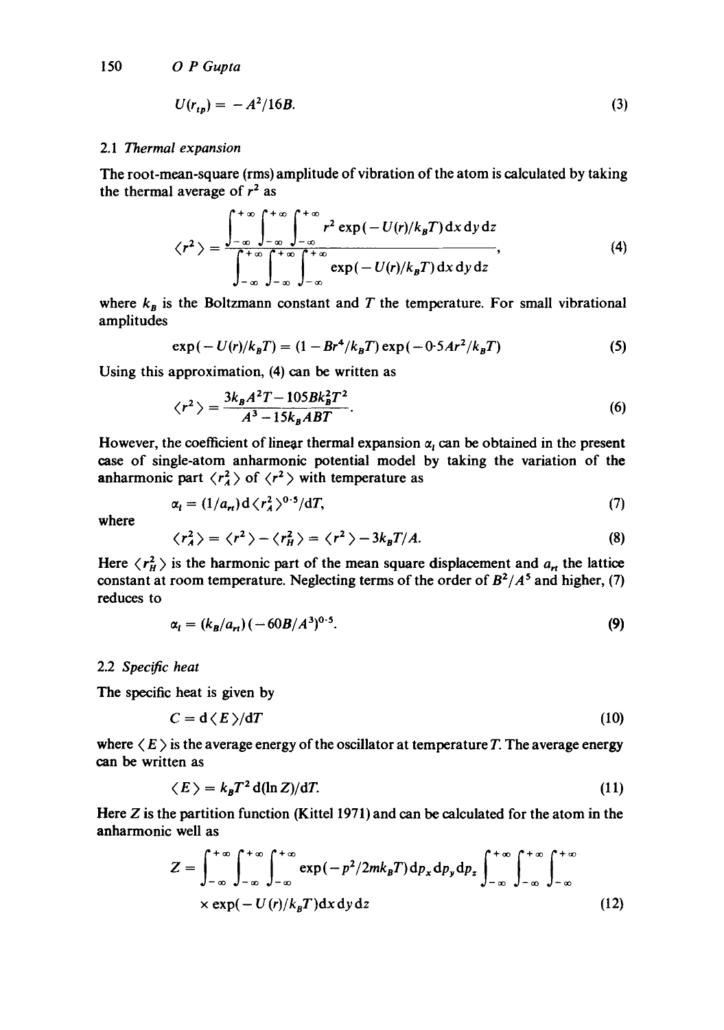$$U(r_{tp}) = -A^2/16B. \tag{3}$$

### 2.1 *Thermal expansion*

The root-mean-square (rms) amplitude of vibration of the atom is calculated by taking the thermal average of $r^2$ as

$$\langle r^2 \rangle = \frac{\int_{-\infty}^{+\infty}\int_{-\infty}^{+\infty}\int_{-\infty}^{+\infty} r^2 \exp(-U(r)/k_B T)\,dx\,dy\,dz}{\int_{-\infty}^{+\infty}\int_{-\infty}^{+\infty}\int_{-\infty}^{+\infty} \exp(-U(r)/k_B T)\,dx\,dy\,dz}, \tag{4}$$

where $k_B$ is the Boltzmann constant and $T$ the temperature. For small vibrational amplitudes

$$\exp(-U(r)/k_B T) = (1 - Br^4/k_B T)\exp(-0{\cdot}5Ar^2/k_B T) \tag{5}$$

Using this approximation, (4) can be written as

$$\langle r^2 \rangle = \frac{3k_B A^2 T - 105Bk_B^2 T^2}{A^3 - 15k_B ABT}. \tag{6}$$

However, the coefficient of linear thermal expansion $\alpha_l$ can be obtained in the present case of single-atom anharmonic potential model by taking the variation of the anharmonic part $\langle r_A^2 \rangle$ of $\langle r^2 \rangle$ with temperature as

$$\alpha_l = (1/a_{rt})\,d\langle r_A^2 \rangle^{0{\cdot}5}/dT, \tag{7}$$

where

$$\langle r_A^2 \rangle = \langle r^2 \rangle - \langle r_H^2 \rangle = \langle r^2 \rangle - 3k_B T/A. \tag{8}$$

Here $\langle r_H^2 \rangle$ is the harmonic part of the mean square displacement and $a_{rt}$ the lattice constant at room temperature. Neglecting terms of the order of $B^2/A^5$ and higher, (7) reduces to

$$\alpha_l = (k_B/a_{rt})(-60B/A^3)^{0{\cdot}5}. \tag{9}$$

### 2.2 *Specific heat*

The specific heat is given by

$$C = d\langle E \rangle/dT \tag{10}$$

where $\langle E \rangle$ is the average energy of the oscillator at temperature $T$. The average energy can be written as

$$\langle E \rangle = k_B T^2\,d(\ln Z)/dT. \tag{11}$$

Here $Z$ is the partition function (Kittel 1971) and can be calculated for the atom in the anharmonic well as

$$Z = \int_{-\infty}^{+\infty}\int_{-\infty}^{+\infty}\int_{-\infty}^{+\infty} \exp(-p^2/2mk_B T)\,dp_x\,dp_y\,dp_z \int_{-\infty}^{+\infty}\int_{-\infty}^{+\infty}\int_{-\infty}^{+\infty} \times \exp(-U(r)/k_B T)\,dx\,dy\,dz \tag{12}$$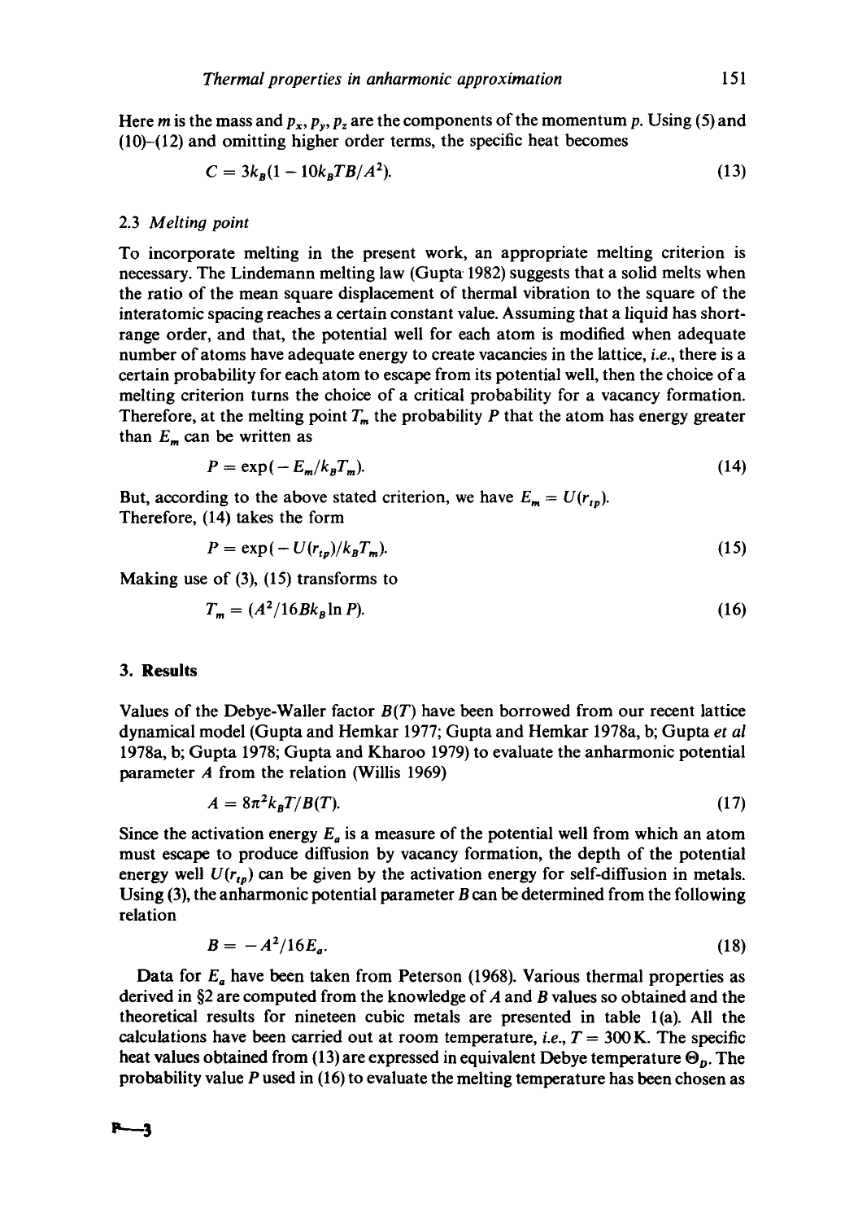Here $m$ is the mass and $p_x, p_y, p_z$ are the components of the momentum $p$. Using (5) and (10)–(12) and omitting higher order terms, the specific heat becomes

$$C = 3k_B(1 - 10k_BTB/A^2). \tag{13}$$

### 2.3 *Melting point*

To incorporate melting in the present work, an appropriate melting criterion is necessary. The Lindemann melting law (Gupta 1982) suggests that a solid melts when the ratio of the mean square displacement of thermal vibration to the square of the interatomic spacing reaches a certain constant value. Assuming that a liquid has short-range order, and that, the potential well for each atom is modified when adequate number of atoms have adequate energy to create vacancies in the lattice, *i.e.*, there is a certain probability for each atom to escape from its potential well, then the choice of a melting criterion turns the choice of a critical probability for a vacancy formation. Therefore, at the melting point $T_m$ the probability $P$ that the atom has energy greater than $E_m$ can be written as

$$P = \exp(-E_m/k_BT_m). \tag{14}$$

But, according to the above stated criterion, we have $E_m = U(r_{tp})$.
Therefore, (14) takes the form

$$P = \exp(-U(r_{tp})/k_BT_m). \tag{15}$$

Making use of (3), (15) transforms to

$$T_m = (A^2/16Bk_B \ln P). \tag{16}$$

## 3. Results

Values of the Debye-Waller factor $B(T)$ have been borrowed from our recent lattice dynamical model (Gupta and Hemkar 1977; Gupta and Hemkar 1978a, b; Gupta *et al* 1978a, b; Gupta 1978; Gupta and Kharoo 1979) to evaluate the anharmonic potential parameter $A$ from the relation (Willis 1969)

$$A = 8\pi^2 k_BT/B(T). \tag{17}$$

Since the activation energy $E_a$ is a measure of the potential well from which an atom must escape to produce diffusion by vacancy formation, the depth of the potential energy well $U(r_{tp})$ can be given by the activation energy for self-diffusion in metals. Using (3), the anharmonic potential parameter $B$ can be determined from the following relation

$$B = -A^2/16E_a. \tag{18}$$

Data for $E_a$ have been taken from Peterson (1968). Various thermal properties as derived in §2 are computed from the knowledge of $A$ and $B$ values so obtained and the theoretical results for nineteen cubic metals are presented in table 1(a). All the calculations have been carried out at room temperature, *i.e.*, $T = 300$ K. The specific heat values obtained from (13) are expressed in equivalent Debye temperature $\Theta_D$. The probability value $P$ used in (16) to evaluate the melting temperature has been chosen as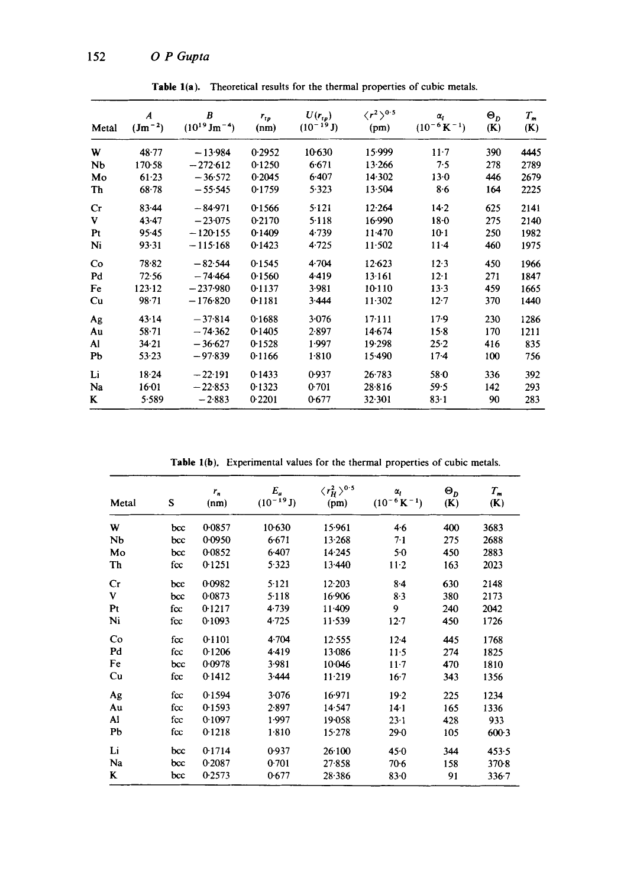**Table 1(a).** Theoretical results for the thermal properties of cubic metals.

| Metal | $A$ ($Jm^{-2}$) | $B$ ($10^{19}\ Jm^{-4}$) | $r_{tp}$ (nm) | $U(r_{tp})$ ($10^{-19}$ J) | $\langle r^2 \rangle^{0.5}$ (pm) | $\alpha_l$ ($10^{-6}\ K^{-1}$) | $\Theta_D$ (K) | $T_m$ (K) |
|---|---|---|---|---|---|---|---|---|
| W | 48·77 | −13·984 | 0·2952 | 10·630 | 15·999 | 11·7 | 390 | 4445 |
| Nb | 170·58 | −272·612 | 0·1250 | 6·671 | 13·266 | 7·5 | 278 | 2789 |
| Mo | 61·23 | −36·572 | 0·2045 | 6·407 | 14·302 | 13·0 | 446 | 2679 |
| Th | 68·78 | −55·545 | 0·1759 | 5·323 | 13·504 | 8·6 | 164 | 2225 |
| Cr | 83·44 | −84·971 | 0·1566 | 5·121 | 12·264 | 14·2 | 625 | 2141 |
| V | 43·47 | −23·075 | 0·2170 | 5·118 | 16·990 | 18·0 | 275 | 2140 |
| Pt | 95·45 | −120·155 | 0·1409 | 4·739 | 11·470 | 10·1 | 250 | 1982 |
| Ni | 93·31 | −115·168 | 0·1423 | 4·725 | 11·502 | 11·4 | 460 | 1975 |
| Co | 78·82 | −82·544 | 0·1545 | 4·704 | 12·623 | 12·3 | 450 | 1966 |
| Pd | 72·56 | −74·464 | 0·1560 | 4·419 | 13·161 | 12·1 | 271 | 1847 |
| Fe | 123·12 | −237·980 | 0·1137 | 3·981 | 10·110 | 13·3 | 459 | 1665 |
| Cu | 98·71 | −176·820 | 0·1181 | 3·444 | 11·302 | 12·7 | 370 | 1440 |
| Ag | 43·14 | −37·814 | 0·1688 | 3·076 | 17·111 | 17·9 | 230 | 1286 |
| Au | 58·71 | −74·362 | 0·1405 | 2·897 | 14·674 | 15·8 | 170 | 1211 |
| Al | 34·21 | −36·627 | 0·1528 | 1·997 | 19·298 | 25·2 | 416 | 835 |
| Pb | 53·23 | −97·839 | 0·1166 | 1·810 | 15·490 | 17·4 | 100 | 756 |
| Li | 18·24 | −22·191 | 0·1433 | 0·937 | 26·783 | 58·0 | 336 | 392 |
| Na | 16·01 | −22·853 | 0·1323 | 0·701 | 28·816 | 59·5 | 142 | 293 |
| K | 5·589 | −2·883 | 0·2201 | 0·677 | 32·301 | 83·1 | 90 | 283 |

**Table 1(b).** Experimental values for the thermal properties of cubic metals.

| Metal | S | $r_n$ (nm) | $E_a$ ($10^{-19}$ J) | $\langle r_H^2 \rangle^{0.5}$ (pm) | $\alpha_l$ ($10^{-6}\ K^{-1}$) | $\Theta_D$ (K) | $T_m$ (K) |
|---|---|---|---|---|---|---|---|
| W | bcc | 0·0857 | 10·630 | 15·961 | 4·6 | 400 | 3683 |
| Nb | bcc | 0·0950 | 6·671 | 13·268 | 7·1 | 275 | 2688 |
| Mo | bcc | 0·0852 | 6·407 | 14·245 | 5·0 | 450 | 2883 |
| Th | fcc | 0·1251 | 5·323 | 13·440 | 11·2 | 163 | 2023 |
| Cr | bcc | 0·0982 | 5·121 | 12·203 | 8·4 | 630 | 2148 |
| V | bcc | 0·0873 | 5·118 | 16·906 | 8·3 | 380 | 2173 |
| Pt | fcc | 0·1217 | 4·739 | 11·409 | 9 | 240 | 2042 |
| Ni | fcc | 0·1093 | 4·725 | 11·539 | 12·7 | 450 | 1726 |
| Co | fcc | 0·1101 | 4·704 | 12·555 | 12·4 | 445 | 1768 |
| Pd | fcc | 0·1206 | 4·419 | 13·086 | 11·5 | 274 | 1825 |
| Fe | bcc | 0·0978 | 3·981 | 10·046 | 11·7 | 470 | 1810 |
| Cu | fcc | 0·1412 | 3·444 | 11·219 | 16·7 | 343 | 1356 |
| Ag | fcc | 0·1594 | 3·076 | 16·971 | 19·2 | 225 | 1234 |
| Au | fcc | 0·1593 | 2·897 | 14·547 | 14·1 | 165 | 1336 |
| Al | fcc | 0·1097 | 1·997 | 19·058 | 23·1 | 428 | 933 |
| Pb | fcc | 0·1218 | 1·810 | 15·278 | 29·0 | 105 | 600·3 |
| Li | bcc | 0·1714 | 0·937 | 26·100 | 45·0 | 344 | 453·5 |
| Na | bcc | 0·2087 | 0·701 | 27·858 | 70·6 | 158 | 370·8 |
| K | bcc | 0·2573 | 0·677 | 28·386 | 83·0 | 91 | 336·7 |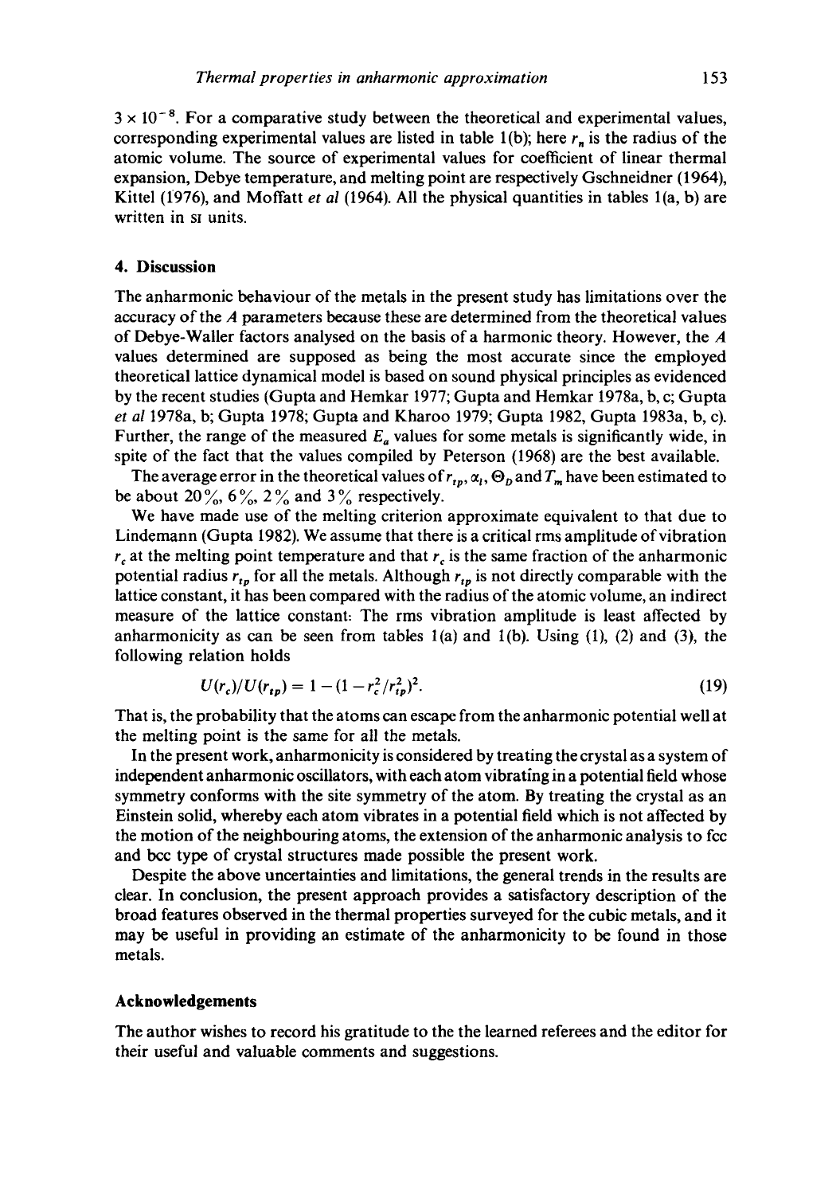$3 \times 10^{-8}$. For a comparative study between the theoretical and experimental values, corresponding experimental values are listed in table 1(b); here $r_n$ is the radius of the atomic volume. The source of experimental values for coefficient of linear thermal expansion, Debye temperature, and melting point are respectively Gschneidner (1964), Kittel (1976), and Moffatt *et al* (1964). All the physical quantities in tables 1(a, b) are written in SI units.

## 4. Discussion

The anharmonic behaviour of the metals in the present study has limitations over the accuracy of the $A$ parameters because these are determined from the theoretical values of Debye-Waller factors analysed on the basis of a harmonic theory. However, the $A$ values determined are supposed as being the most accurate since the employed theoretical lattice dynamical model is based on sound physical principles as evidenced by the recent studies (Gupta and Hemkar 1977; Gupta and Hemkar 1978a, b, c; Gupta *et al* 1978a, b; Gupta 1978; Gupta and Kharoo 1979; Gupta 1982, Gupta 1983a, b, c). Further, the range of the measured $E_a$ values for some metals is significantly wide, in spite of the fact that the values compiled by Peterson (1968) are the best available.

The average error in the theoretical values of $r_{tp}$, $\alpha_l$, $\Theta_D$ and $T_m$ have been estimated to be about 20%, 6%, 2% and 3% respectively.

We have made use of the melting criterion approximate equivalent to that due to Lindemann (Gupta 1982). We assume that there is a critical rms amplitude of vibration $r_c$ at the melting point temperature and that $r_c$ is the same fraction of the anharmonic potential radius $r_{tp}$ for all the metals. Although $r_{tp}$ is not directly comparable with the lattice constant, it has been compared with the radius of the atomic volume, an indirect measure of the lattice constant. The rms vibration amplitude is least affected by anharmonicity as can be seen from tables 1(a) and 1(b). Using (1), (2) and (3), the following relation holds

$$U(r_c)/U(r_{tp}) = 1 - (1 - r_c^2/r_{tp}^2)^2. \tag{19}$$

That is, the probability that the atoms can escape from the anharmonic potential well at the melting point is the same for all the metals.

In the present work, anharmonicity is considered by treating the crystal as a system of independent anharmonic oscillators, with each atom vibrating in a potential field whose symmetry conforms with the site symmetry of the atom. By treating the crystal as an Einstein solid, whereby each atom vibrates in a potential field which is not affected by the motion of the neighbouring atoms, the extension of the anharmonic analysis to fcc and bcc type of crystal structures made possible the present work.

Despite the above uncertainties and limitations, the general trends in the results are clear. In conclusion, the present approach provides a satisfactory description of the broad features observed in the thermal properties surveyed for the cubic metals, and it may be useful in providing an estimate of the anharmonicity to be found in those metals.

## Acknowledgements

The author wishes to record his gratitude to the the learned referees and the editor for their useful and valuable comments and suggestions.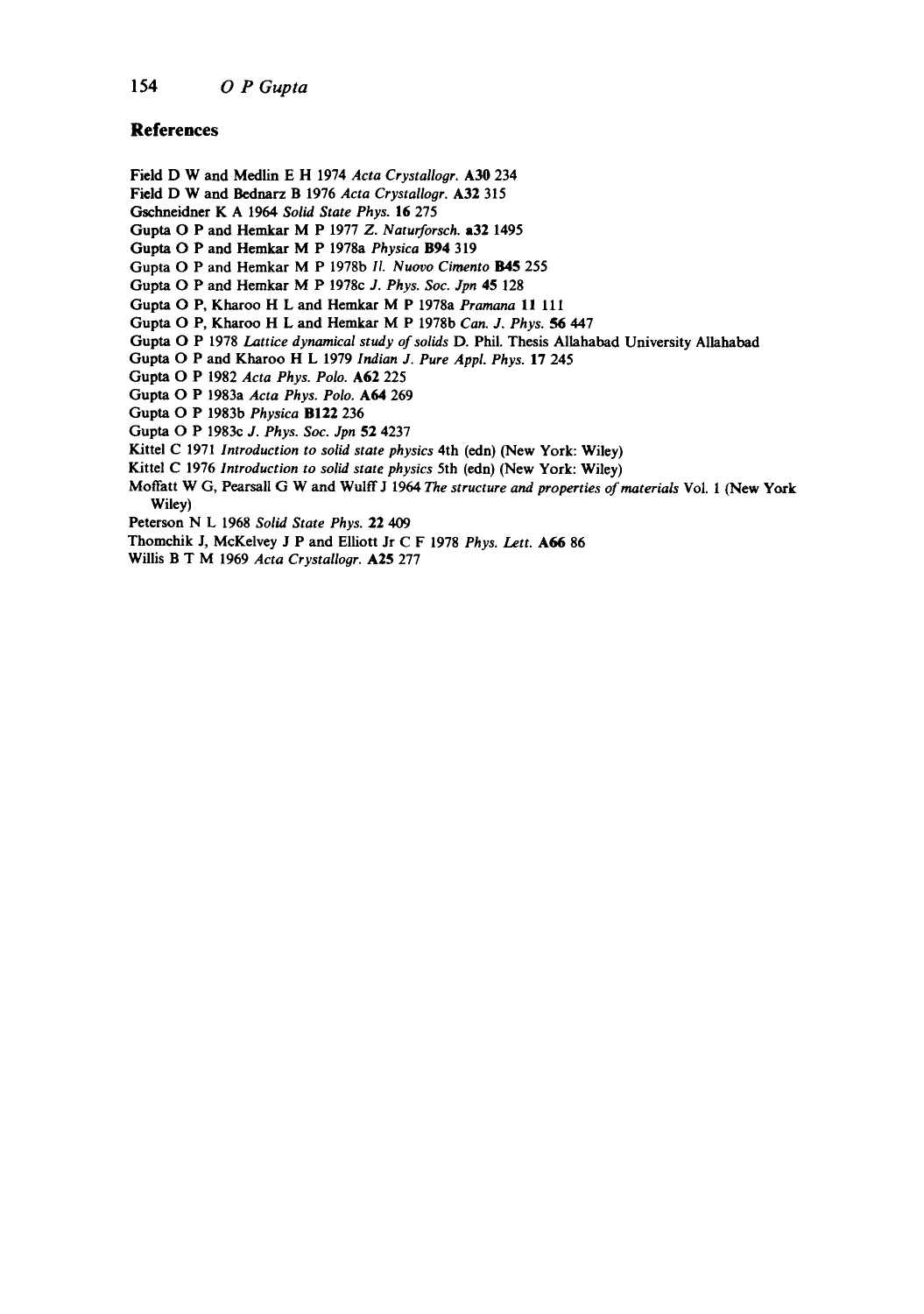## References

Field D W and Medlin E H 1974 *Acta Crystallogr.* **A30** 234

Field D W and Bednarz B 1976 *Acta Crystallogr.* **A32** 315

Gschneidner K A 1964 *Solid State Phys.* **16** 275

Gupta O P and Hemkar M P 1977 *Z. Naturforsch.* **a32** 1495

Gupta O P and Hemkar M P 1978a *Physica* **B94** 319

Gupta O P and Hemkar M P 1978b *Il. Nuovo Cimento* **B45** 255

Gupta O P and Hemkar M P 1978c *J. Phys. Soc. Jpn* **45** 128

Gupta O P, Kharoo H L and Hemkar M P 1978a *Pramana* **11** 111

Gupta O P, Kharoo H L and Hemkar M P 1978b *Can. J. Phys.* **56** 447

Gupta O P 1978 *Lattice dynamical study of solids* D. Phil. Thesis Allahabad University Allahabad

Gupta O P and Kharoo H L 1979 *Indian J. Pure Appl. Phys.* **17** 245

Gupta O P 1982 *Acta Phys. Polo.* **A62** 225

Gupta O P 1983a *Acta Phys. Polo.* **A64** 269

Gupta O P 1983b *Physica* **B122** 236

Gupta O P 1983c *J. Phys. Soc. Jpn* **52** 4237

Kittel C 1971 *Introduction to solid state physics* 4th (edn) (New York: Wiley)

Kittel C 1976 *Introduction to solid state physics* 5th (edn) (New York: Wiley)

Moffatt W G, Pearsall G W and Wulff J 1964 *The structure and properties of materials* Vol. 1 (New York Wiley)

Peterson N L 1968 *Solid State Phys.* **22** 409

Thomchik J, McKelvey J P and Elliott Jr C F 1978 *Phys. Lett.* **A66** 86

Willis B T M 1969 *Acta Crystallogr.* **A25** 277